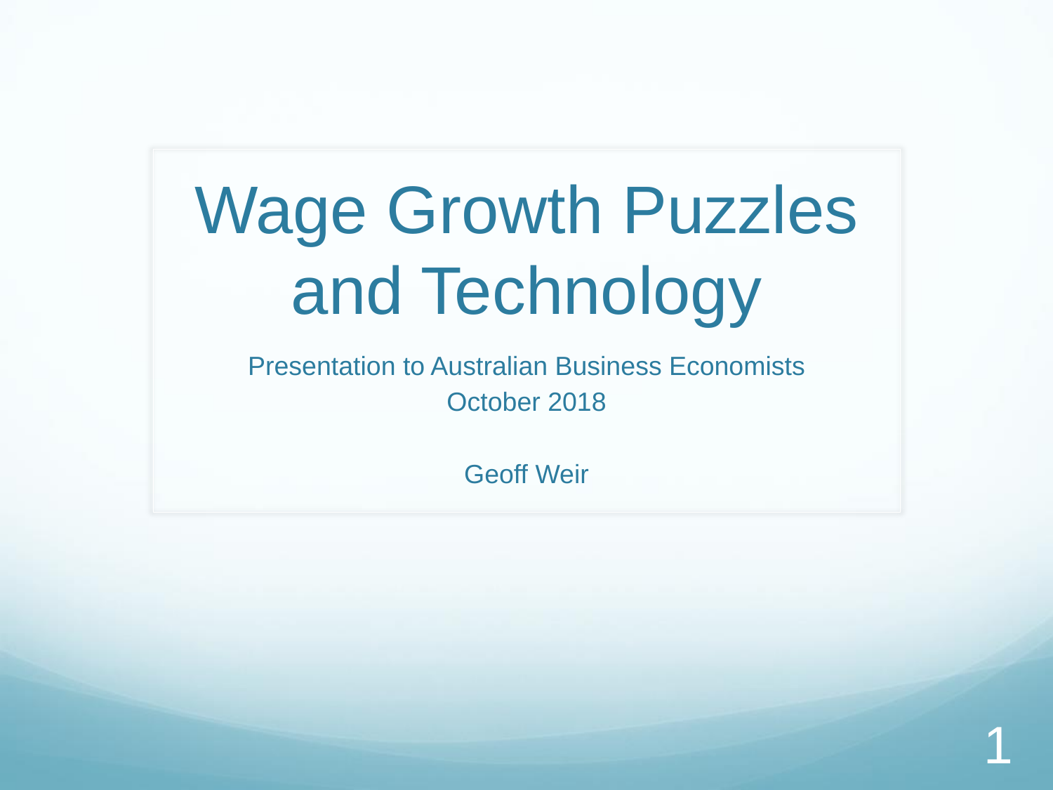# Wage Growth Puzzles and Technology

Presentation to Australian Business Economists
October 2018

Geoff Weir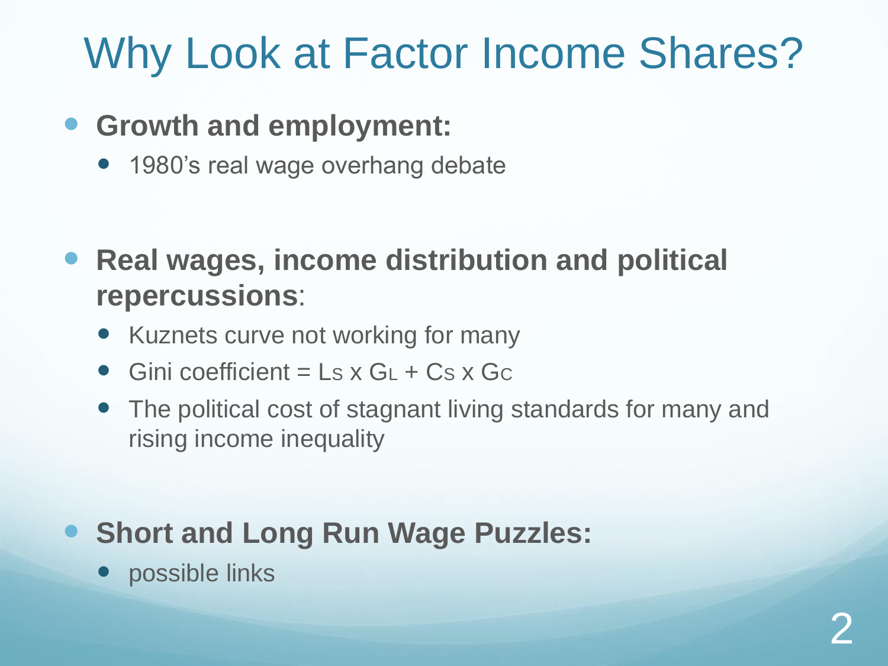# Why Look at Factor Income Shares?

- **Growth and employment:**
  - 1980's real wage overhang debate

- **Real wages, income distribution and political repercussions**:
  - Kuznets curve not working for many
  - Gini coefficient = $L_S \times G_L + C_S \times G_C$
  - The political cost of stagnant living standards for many and rising income inequality

- **Short and Long Run Wage Puzzles:**
  - possible links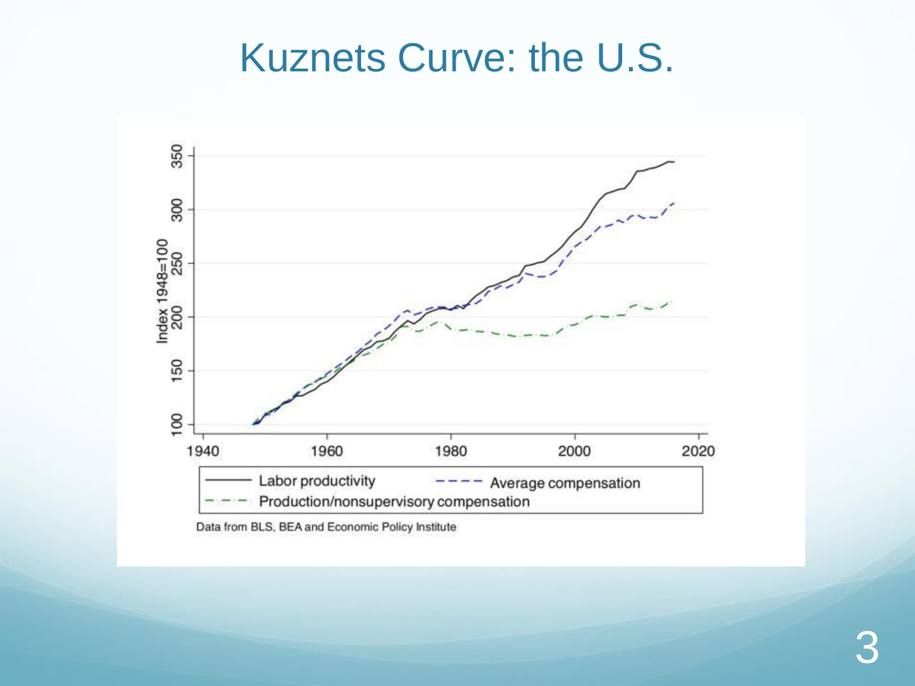# Kuznets Curve: the U.S.

Data from BLS, BEA and Economic Policy Institute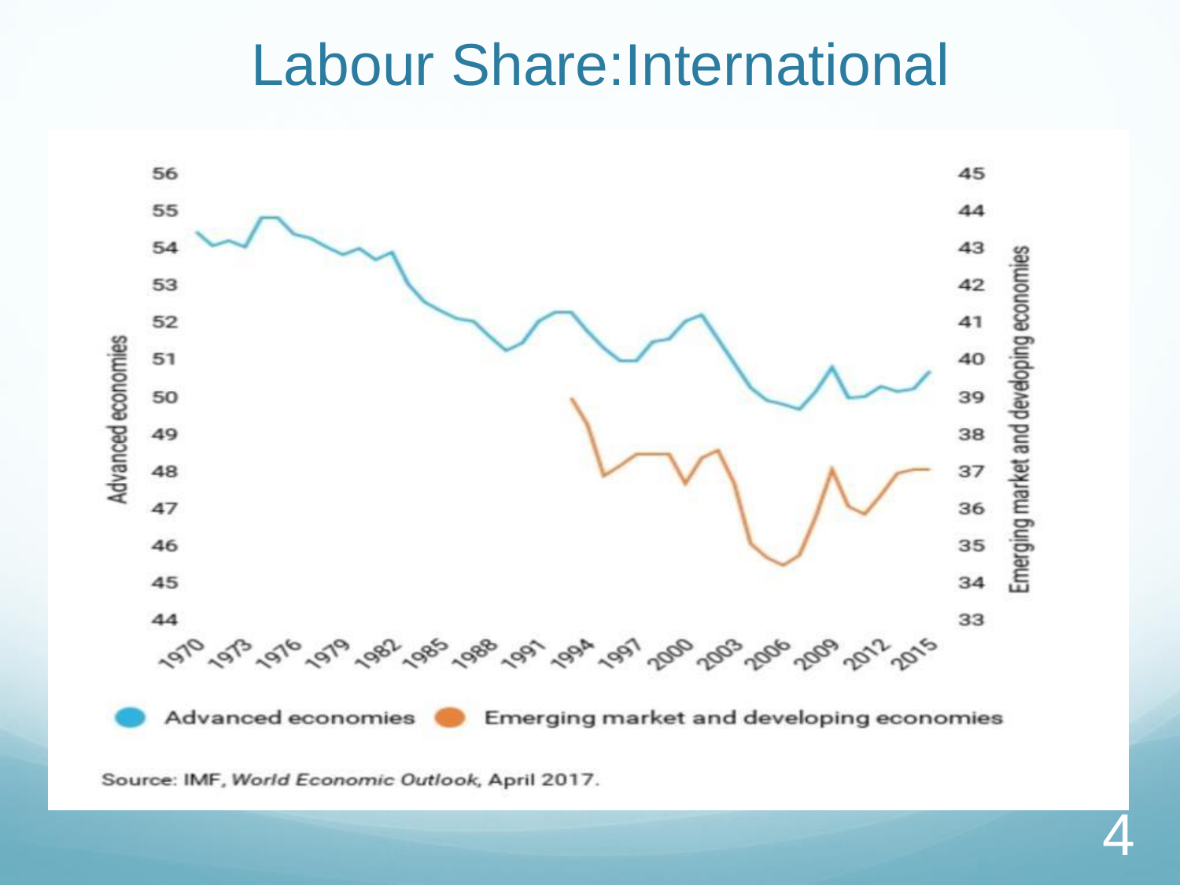# Labour Share:International

Advanced economies

Emerging market and developing economies

Source: IMF, *World Economic Outlook*, April 2017.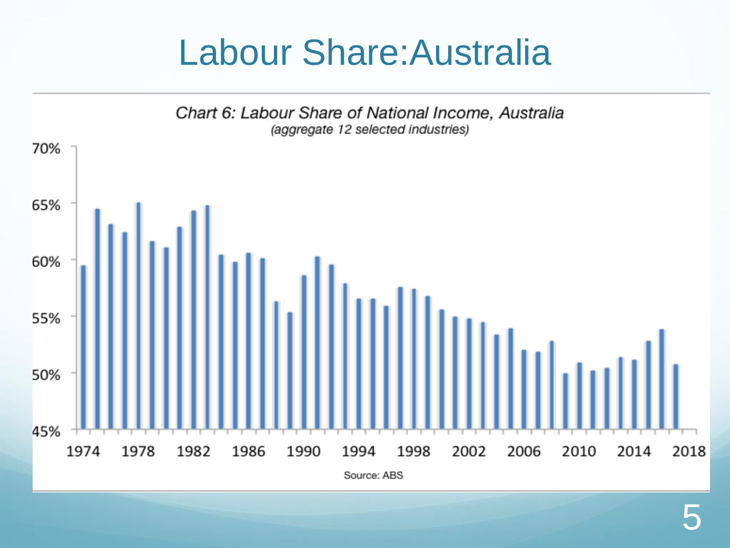# Labour Share:Australia

Chart 6: Labour Share of National Income, Australia
(aggregate 12 selected industries)

Source: ABS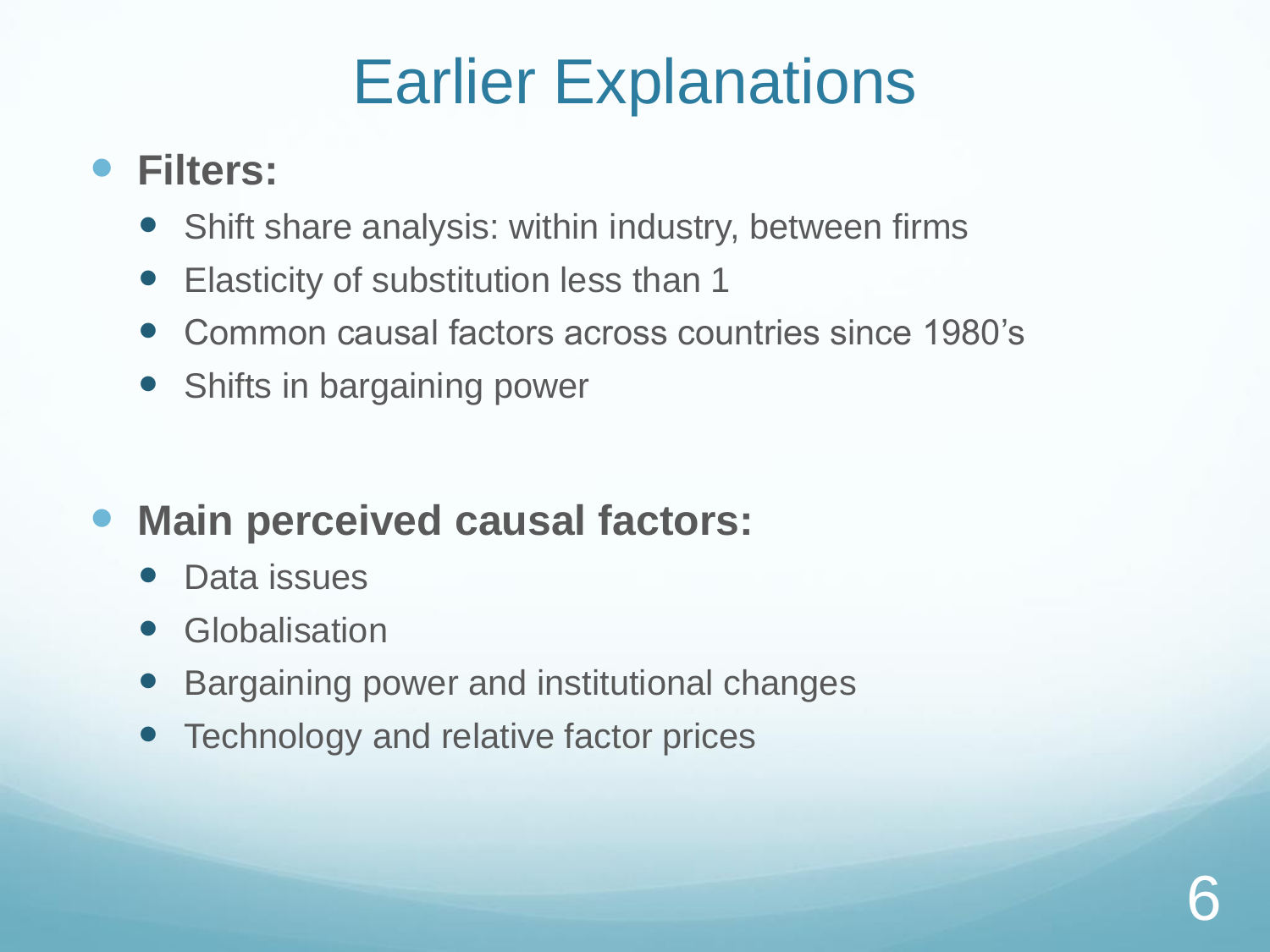# Earlier Explanations

- **Filters:**
  - Shift share analysis: within industry, between firms
  - Elasticity of substitution less than 1
  - Common causal factors across countries since 1980's
  - Shifts in bargaining power

- **Main perceived causal factors:**
  - Data issues
  - Globalisation
  - Bargaining power and institutional changes
  - Technology and relative factor prices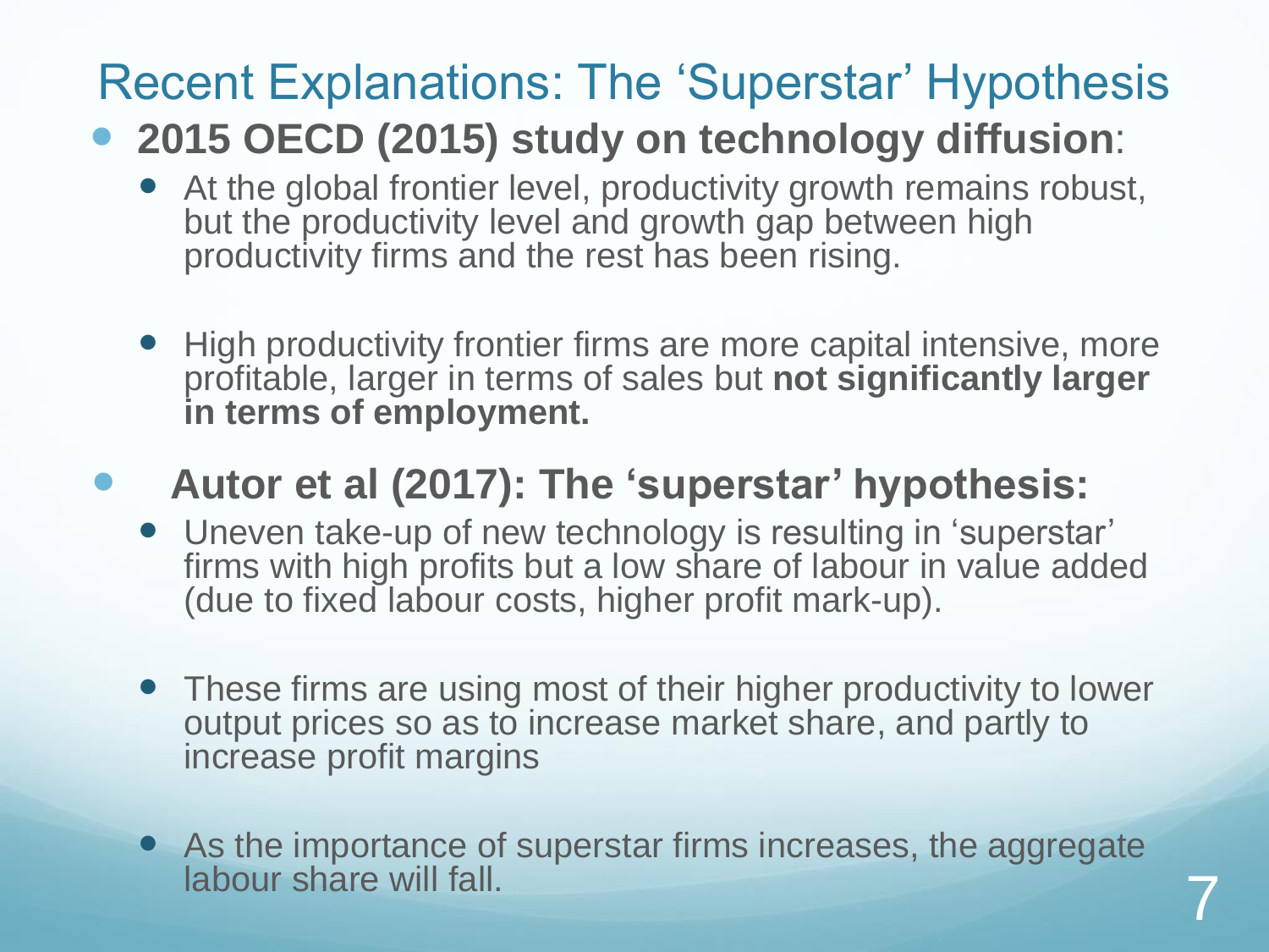# Recent Explanations: The 'Superstar' Hypothesis

- **2015 OECD (2015) study on technology diffusion**:
  - At the global frontier level, productivity growth remains robust, but the productivity level and growth gap between high productivity firms and the rest has been rising.
  - High productivity frontier firms are more capital intensive, more profitable, larger in terms of sales but **not significantly larger in terms of employment.**
- **Autor et al (2017): The 'superstar' hypothesis:**
  - Uneven take-up of new technology is resulting in 'superstar' firms with high profits but a low share of labour in value added (due to fixed labour costs, higher profit mark-up).
  - These firms are using most of their higher productivity to lower output prices so as to increase market share, and partly to increase profit margins
  - As the importance of superstar firms increases, the aggregate labour share will fall.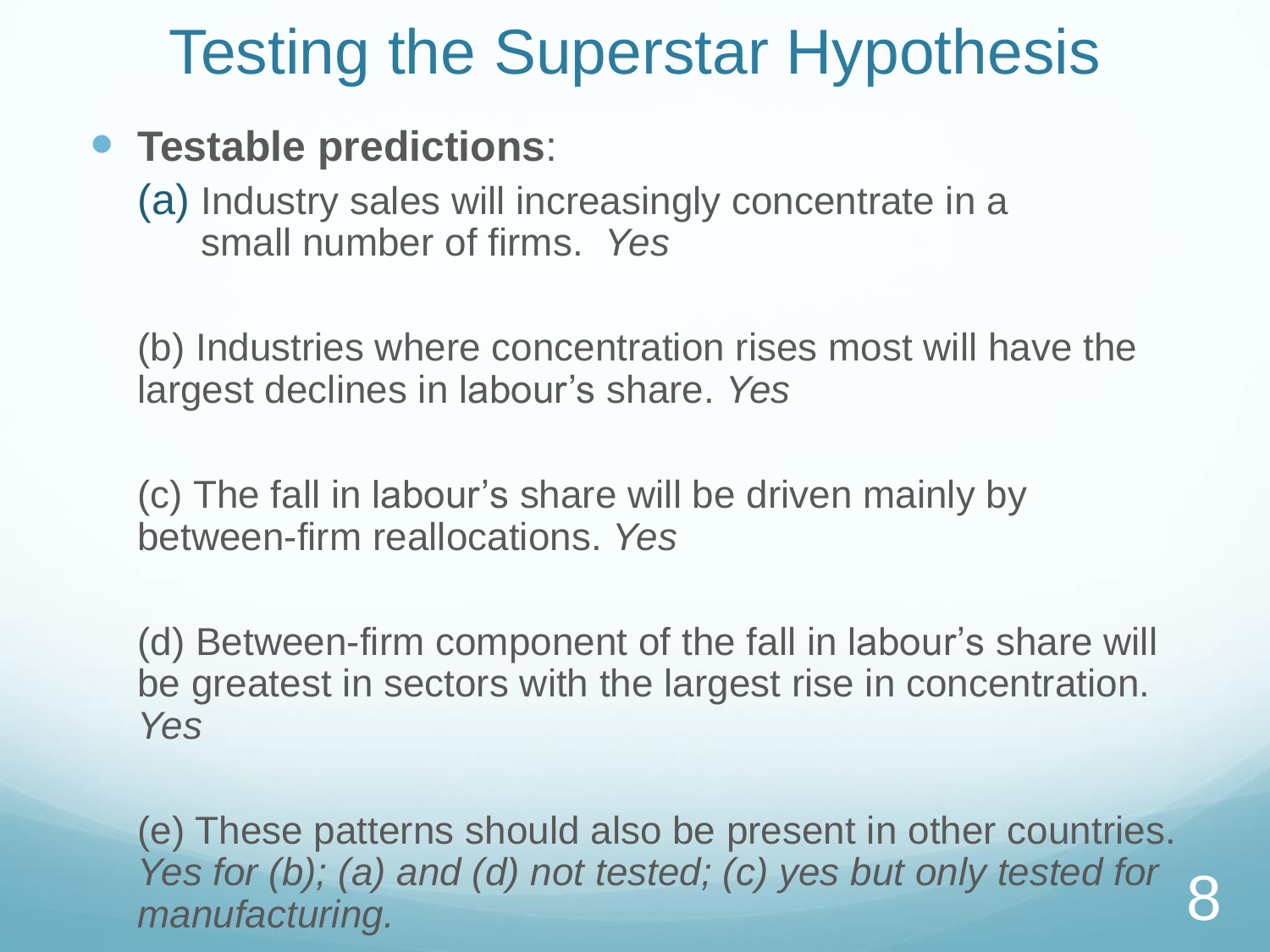# Testing the Superstar Hypothesis

- **Testable predictions**:

  (a) Industry sales will increasingly concentrate in a small number of firms. *Yes*

  (b) Industries where concentration rises most will have the largest declines in labour's share. *Yes*

  (c) The fall in labour's share will be driven mainly by between-firm reallocations. *Yes*

  (d) Between-firm component of the fall in labour's share will be greatest in sectors with the largest rise in concentration. *Yes*

  (e) These patterns should also be present in other countries. *Yes for (b); (a) and (d) not tested; (c) yes but only tested for manufacturing.*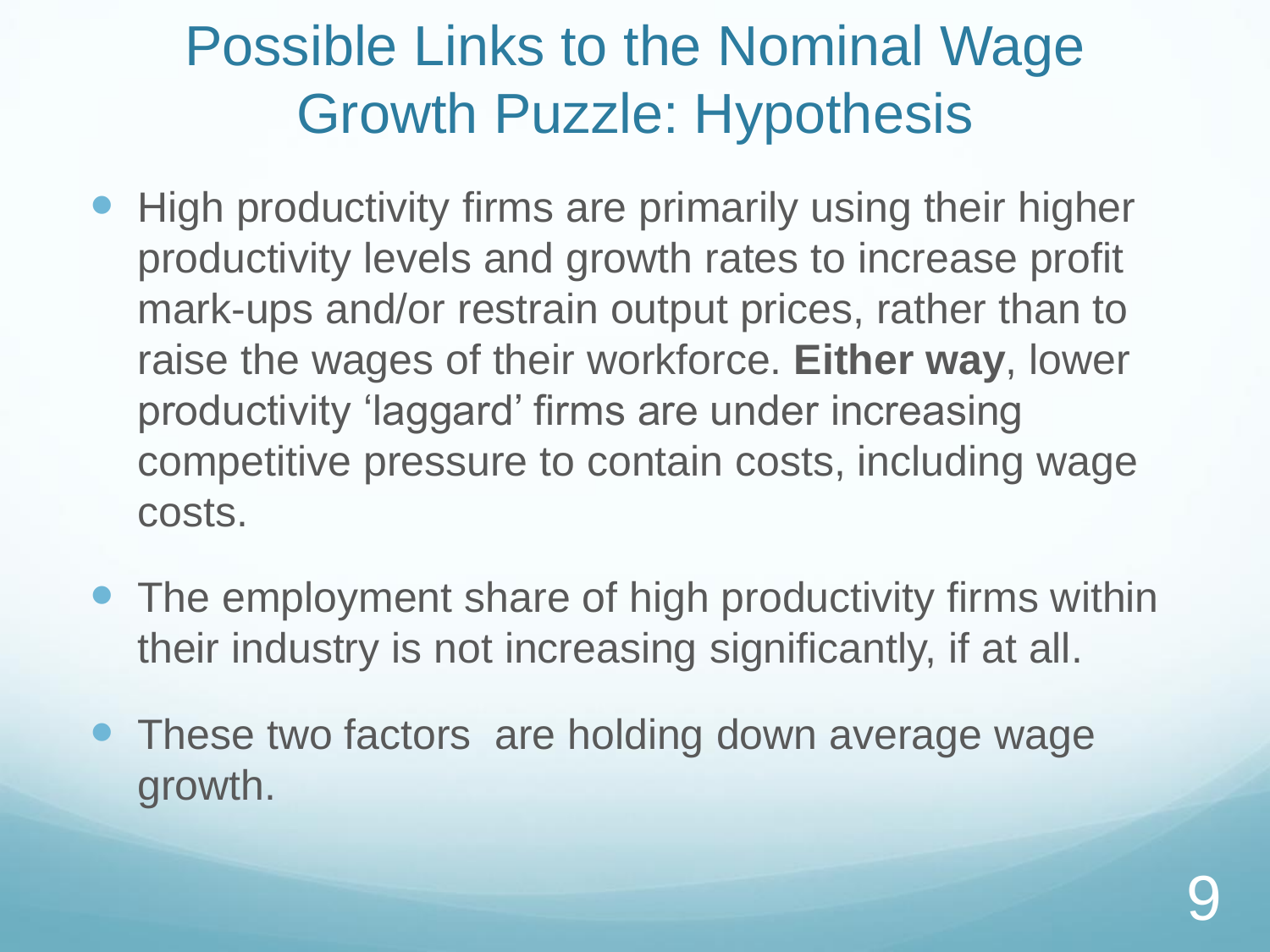# Possible Links to the Nominal Wage Growth Puzzle: Hypothesis

- High productivity firms are primarily using their higher productivity levels and growth rates to increase profit mark-ups and/or restrain output prices, rather than to raise the wages of their workforce. **Either way**, lower productivity 'laggard' firms are under increasing competitive pressure to contain costs, including wage costs.
- The employment share of high productivity firms within their industry is not increasing significantly, if at all.
- These two factors are holding down average wage growth.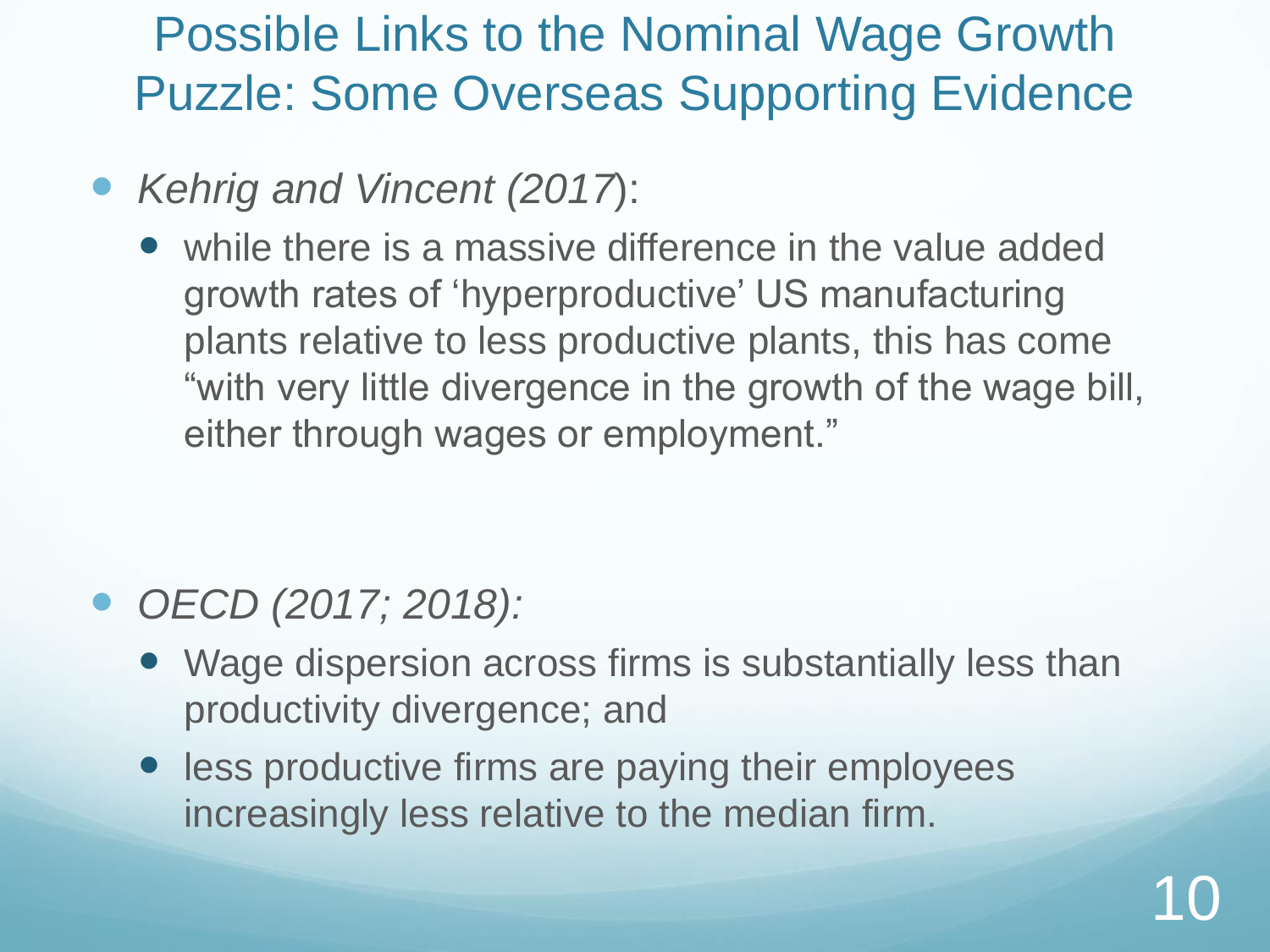# Possible Links to the Nominal Wage Growth Puzzle: Some Overseas Supporting Evidence

- *Kehrig and Vincent (2017*):
  - while there is a massive difference in the value added growth rates of 'hyperproductive' US manufacturing plants relative to less productive plants, this has come "with very little divergence in the growth of the wage bill, either through wages or employment."

- *OECD (2017; 2018):*
  - Wage dispersion across firms is substantially less than productivity divergence; and
  - less productive firms are paying their employees increasingly less relative to the median firm.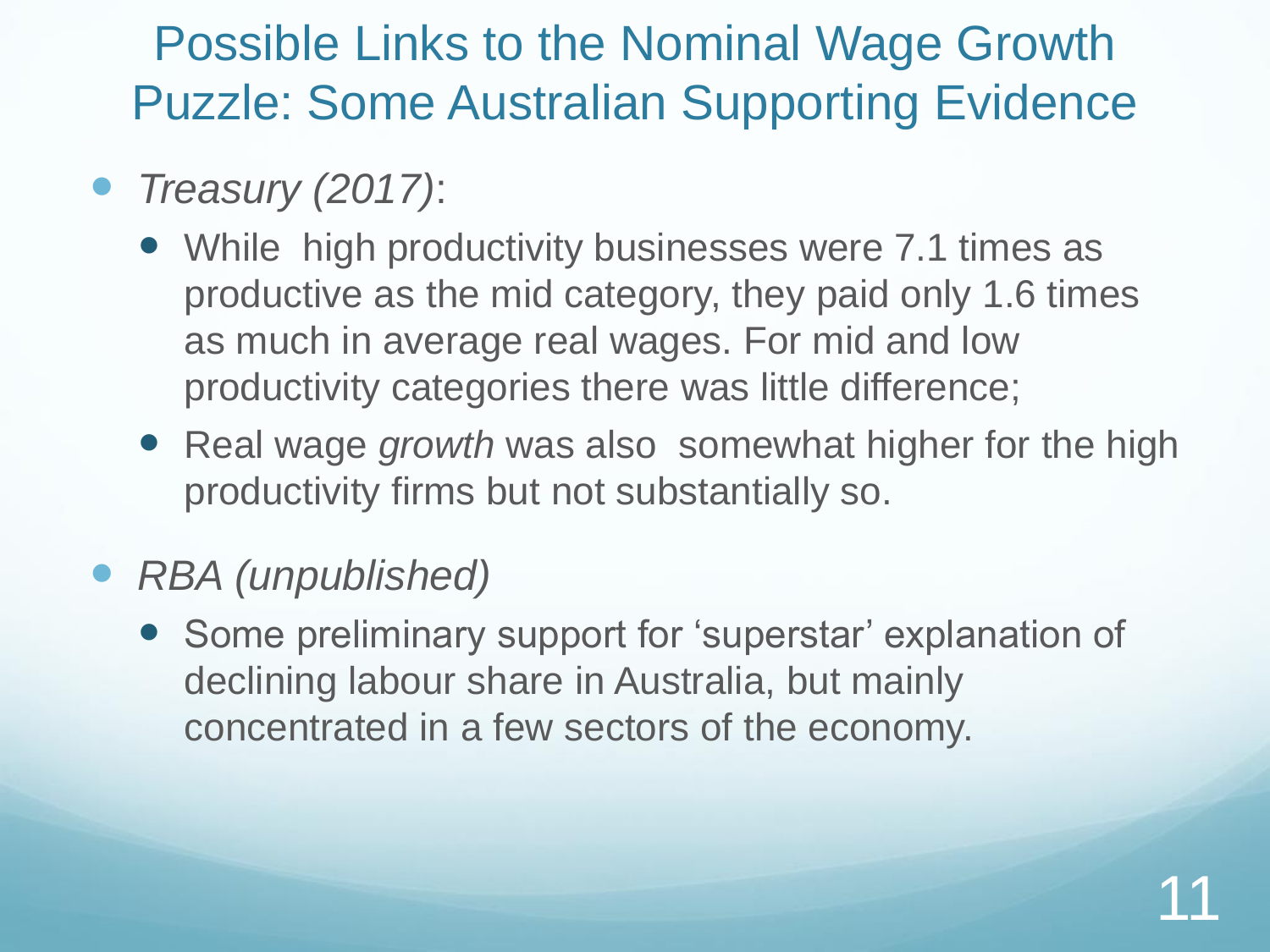# Possible Links to the Nominal Wage Growth Puzzle: Some Australian Supporting Evidence

- *Treasury (2017)*:
  - While high productivity businesses were 7.1 times as productive as the mid category, they paid only 1.6 times as much in average real wages. For mid and low productivity categories there was little difference;
  - Real wage *growth* was also somewhat higher for the high productivity firms but not substantially so.
- *RBA (unpublished)*
  - Some preliminary support for 'superstar' explanation of declining labour share in Australia, but mainly concentrated in a few sectors of the economy.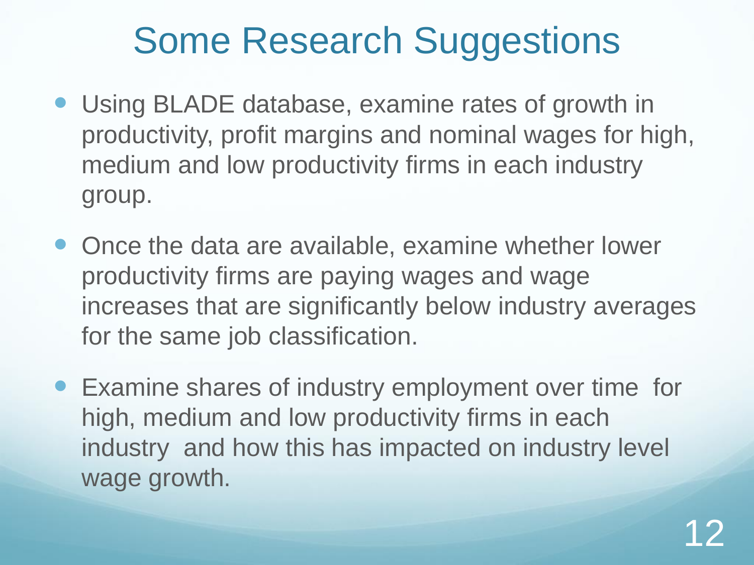# Some Research Suggestions

- Using BLADE database, examine rates of growth in productivity, profit margins and nominal wages for high, medium and low productivity firms in each industry group.
- Once the data are available, examine whether lower productivity firms are paying wages and wage increases that are significantly below industry averages for the same job classification.
- Examine shares of industry employment over time for high, medium and low productivity firms in each industry and how this has impacted on industry level wage growth.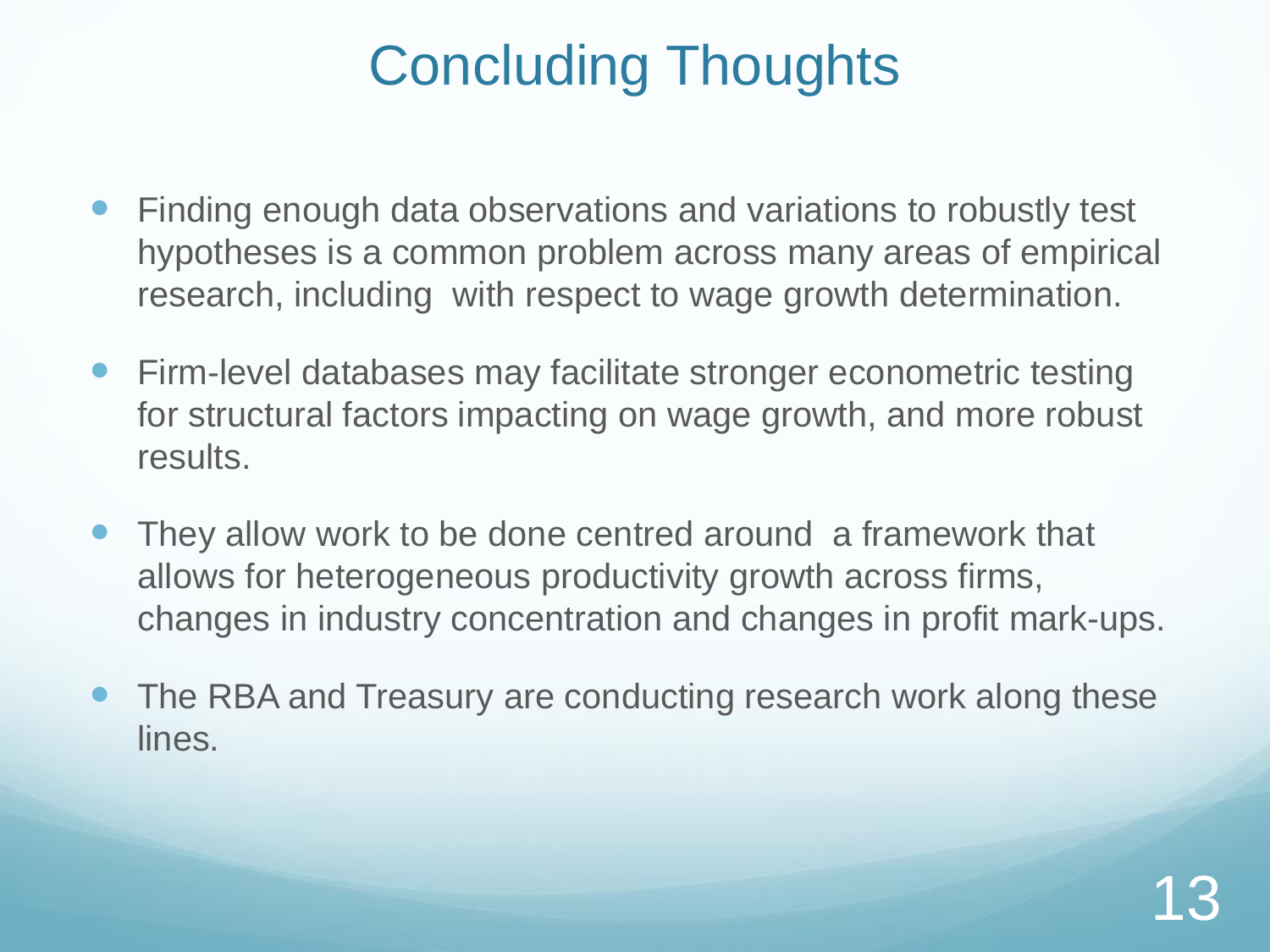# Concluding Thoughts

- Finding enough data observations and variations to robustly test hypotheses is a common problem across many areas of empirical research, including with respect to wage growth determination.
- Firm-level databases may facilitate stronger econometric testing for structural factors impacting on wage growth, and more robust results.
- They allow work to be done centred around a framework that allows for heterogeneous productivity growth across firms, changes in industry concentration and changes in profit mark-ups.
- The RBA and Treasury are conducting research work along these lines.